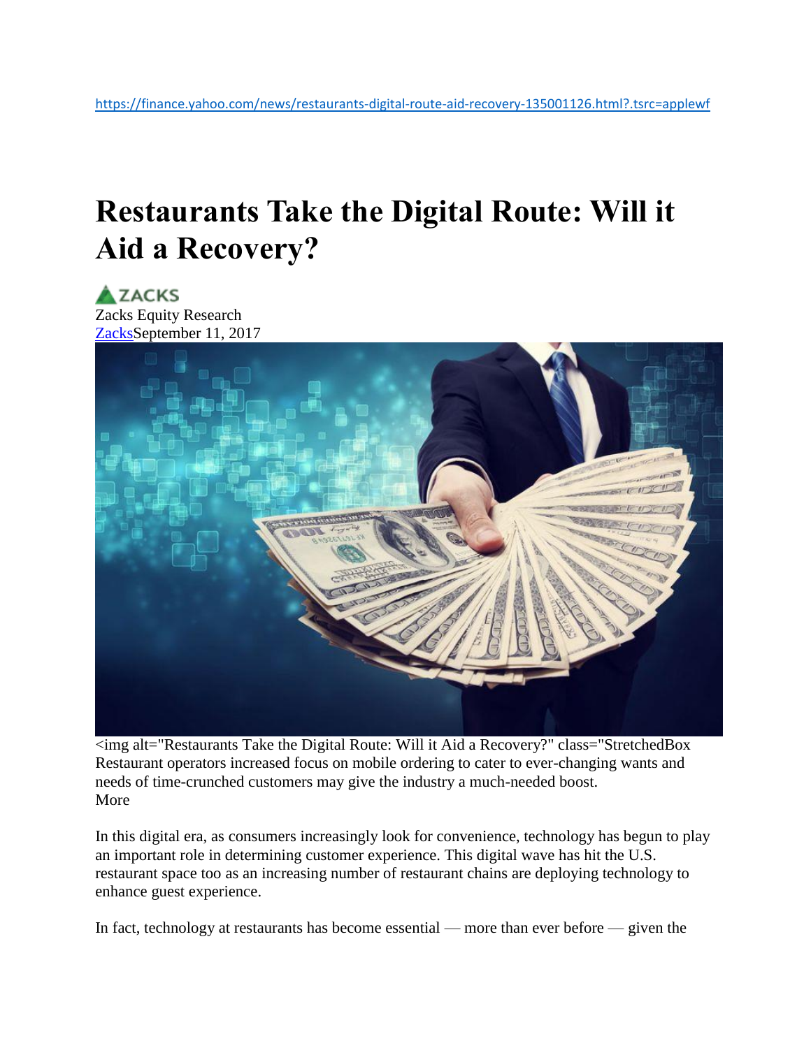https://finance.yahoo.com/news/restaurants-digital-route-aid-recovery-135001126.html?.tsrc=applewf

# Restaurants Take the Digital Route: Will it Aid a Recovery?

ZACKS
Zacks Equity Research
ZacksSeptember 11, 2017

<img alt="Restaurants Take the Digital Route: Will it Aid a Recovery?" class="StretchedBox
Restaurant operators increased focus on mobile ordering to cater to ever-changing wants and needs of time-crunched customers may give the industry a much-needed boost.
More

In this digital era, as consumers increasingly look for convenience, technology has begun to play an important role in determining customer experience. This digital wave has hit the U.S. restaurant space too as an increasing number of restaurant chains are deploying technology to enhance guest experience.

In fact, technology at restaurants has become essential — more than ever before — given the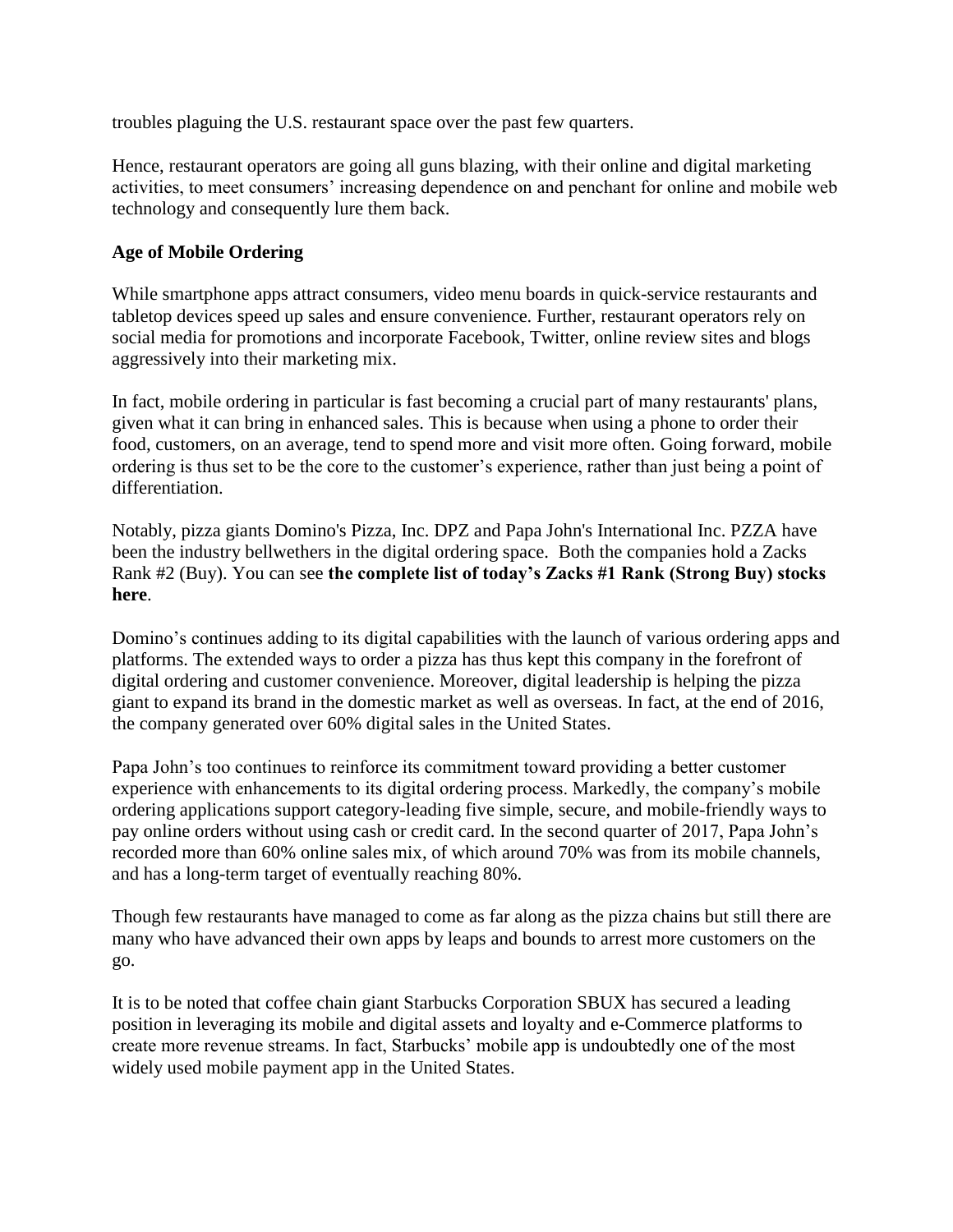troubles plaguing the U.S. restaurant space over the past few quarters.

Hence, restaurant operators are going all guns blazing, with their online and digital marketing activities, to meet consumers' increasing dependence on and penchant for online and mobile web technology and consequently lure them back.

**Age of Mobile Ordering**

While smartphone apps attract consumers, video menu boards in quick-service restaurants and tabletop devices speed up sales and ensure convenience. Further, restaurant operators rely on social media for promotions and incorporate Facebook, Twitter, online review sites and blogs aggressively into their marketing mix.

In fact, mobile ordering in particular is fast becoming a crucial part of many restaurants' plans, given what it can bring in enhanced sales. This is because when using a phone to order their food, customers, on an average, tend to spend more and visit more often. Going forward, mobile ordering is thus set to be the core to the customer's experience, rather than just being a point of differentiation.

Notably, pizza giants Domino's Pizza, Inc. DPZ and Papa John's International Inc. PZZA have been the industry bellwethers in the digital ordering space. Both the companies hold a Zacks Rank #2 (Buy). You can see **the complete list of today's Zacks #1 Rank (Strong Buy) stocks here**.

Domino's continues adding to its digital capabilities with the launch of various ordering apps and platforms. The extended ways to order a pizza has thus kept this company in the forefront of digital ordering and customer convenience. Moreover, digital leadership is helping the pizza giant to expand its brand in the domestic market as well as overseas. In fact, at the end of 2016, the company generated over 60% digital sales in the United States.

Papa John's too continues to reinforce its commitment toward providing a better customer experience with enhancements to its digital ordering process. Markedly, the company's mobile ordering applications support category-leading five simple, secure, and mobile-friendly ways to pay online orders without using cash or credit card. In the second quarter of 2017, Papa John's recorded more than 60% online sales mix, of which around 70% was from its mobile channels, and has a long-term target of eventually reaching 80%.

Though few restaurants have managed to come as far along as the pizza chains but still there are many who have advanced their own apps by leaps and bounds to arrest more customers on the go.

It is to be noted that coffee chain giant Starbucks Corporation SBUX has secured a leading position in leveraging its mobile and digital assets and loyalty and e-Commerce platforms to create more revenue streams. In fact, Starbucks' mobile app is undoubtedly one of the most widely used mobile payment app in the United States.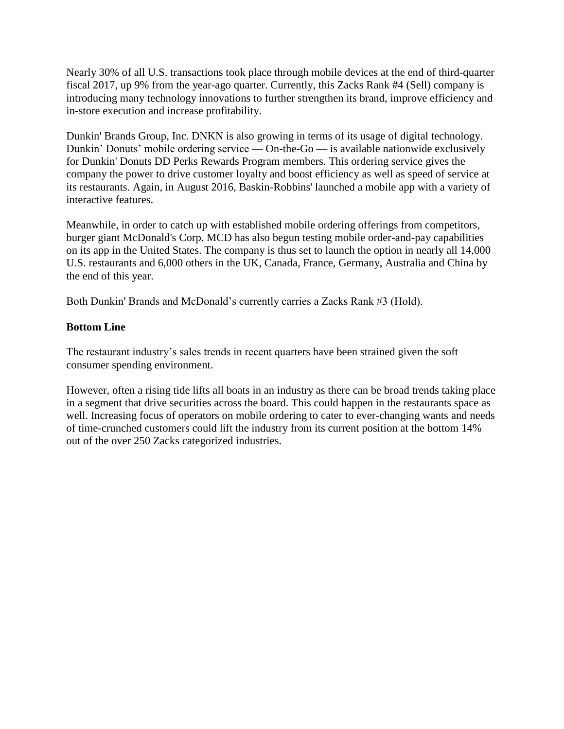Nearly 30% of all U.S. transactions took place through mobile devices at the end of third-quarter fiscal 2017, up 9% from the year-ago quarter. Currently, this Zacks Rank #4 (Sell) company is introducing many technology innovations to further strengthen its brand, improve efficiency and in-store execution and increase profitability.

Dunkin' Brands Group, Inc. DNKN is also growing in terms of its usage of digital technology. Dunkin' Donuts' mobile ordering service — On-the-Go — is available nationwide exclusively for Dunkin' Donuts DD Perks Rewards Program members. This ordering service gives the company the power to drive customer loyalty and boost efficiency as well as speed of service at its restaurants. Again, in August 2016, Baskin-Robbins' launched a mobile app with a variety of interactive features.

Meanwhile, in order to catch up with established mobile ordering offerings from competitors, burger giant McDonald's Corp. MCD has also begun testing mobile order-and-pay capabilities on its app in the United States. The company is thus set to launch the option in nearly all 14,000 U.S. restaurants and 6,000 others in the UK, Canada, France, Germany, Australia and China by the end of this year.

Both Dunkin' Brands and McDonald's currently carries a Zacks Rank #3 (Hold).

**Bottom Line**

The restaurant industry's sales trends in recent quarters have been strained given the soft consumer spending environment.

However, often a rising tide lifts all boats in an industry as there can be broad trends taking place in a segment that drive securities across the board. This could happen in the restaurants space as well. Increasing focus of operators on mobile ordering to cater to ever-changing wants and needs of time-crunched customers could lift the industry from its current position at the bottom 14% out of the over 250 Zacks categorized industries.